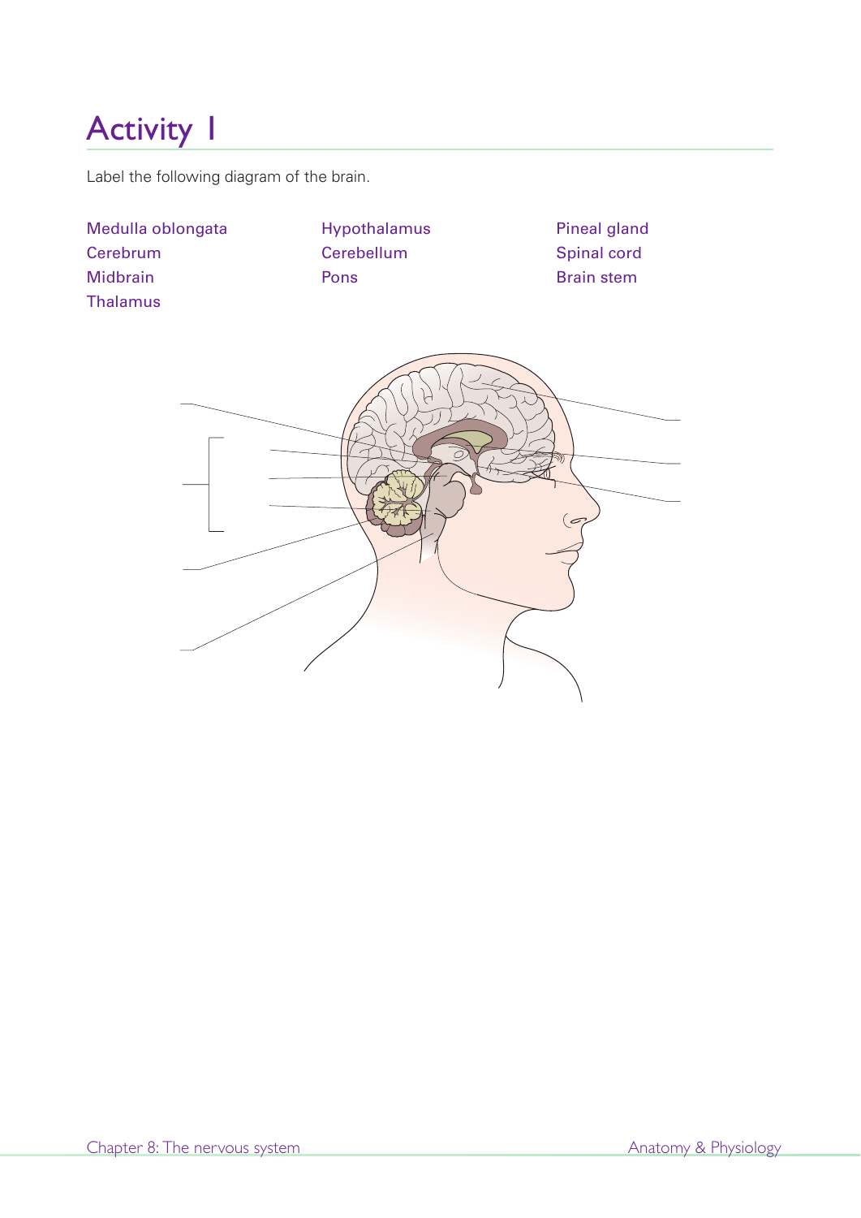# Activity 1

Label the following diagram of the brain.

| | | |
|---|---|---|
| Medulla oblongata | Hypothalamus | Pineal gland |
| Cerebrum | Cerebellum | Spinal cord |
| Midbrain | Pons | Brain stem |
| Thalamus | | |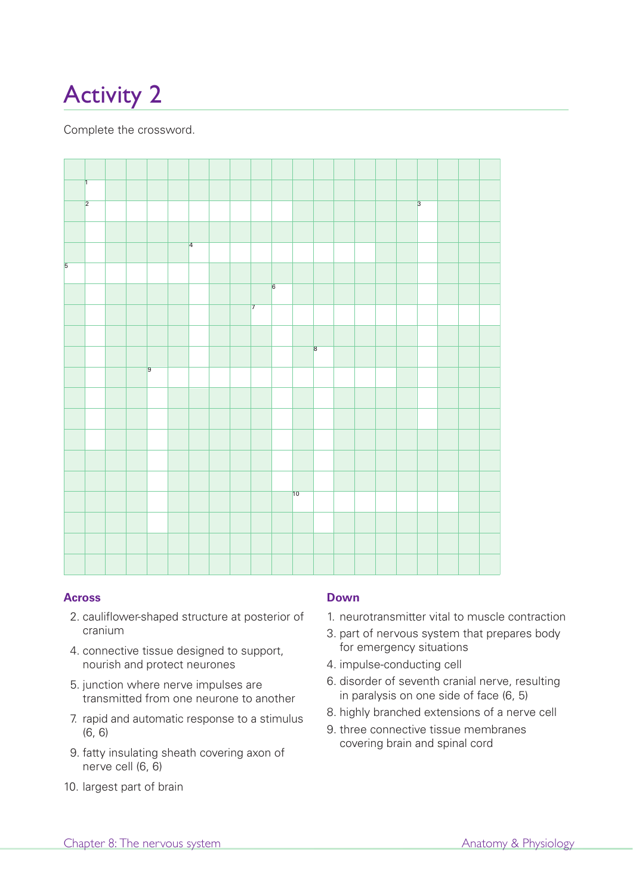# Activity 2

Complete the crossword.

**Across**

2. cauliflower-shaped structure at posterior of cranium
4. connective tissue designed to support, nourish and protect neurones
5. junction where nerve impulses are transmitted from one neurone to another
7. rapid and automatic response to a stimulus (6, 6)
9. fatty insulating sheath covering axon of nerve cell (6, 6)
10. largest part of brain

**Down**

1. neurotransmitter vital to muscle contraction
3. part of nervous system that prepares body for emergency situations
4. impulse-conducting cell
6. disorder of seventh cranial nerve, resulting in paralysis on one side of face (6, 5)
8. highly branched extensions of a nerve cell
9. three connective tissue membranes covering brain and spinal cord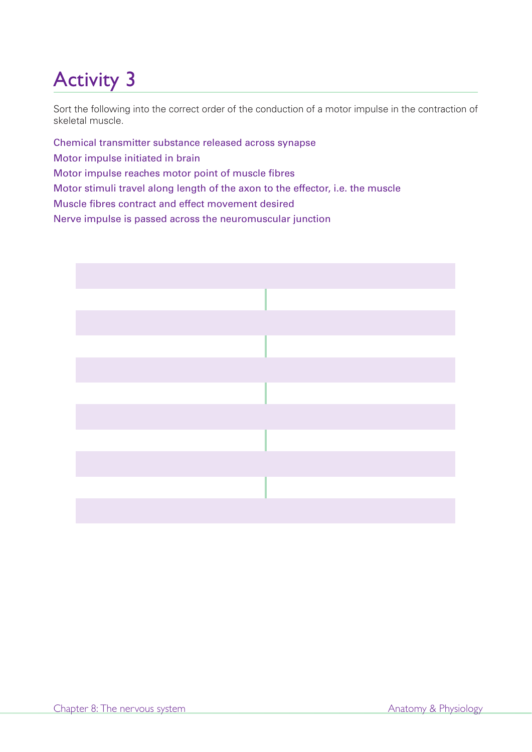# Activity 3

Sort the following into the correct order of the conduction of a motor impulse in the contraction of skeletal muscle.

Chemical transmitter substance released across synapse

Motor impulse initiated in brain

Motor impulse reaches motor point of muscle fibres

Motor stimuli travel along length of the axon to the effector, i.e. the muscle

Muscle fibres contract and effect movement desired

Nerve impulse is passed across the neuromuscular junction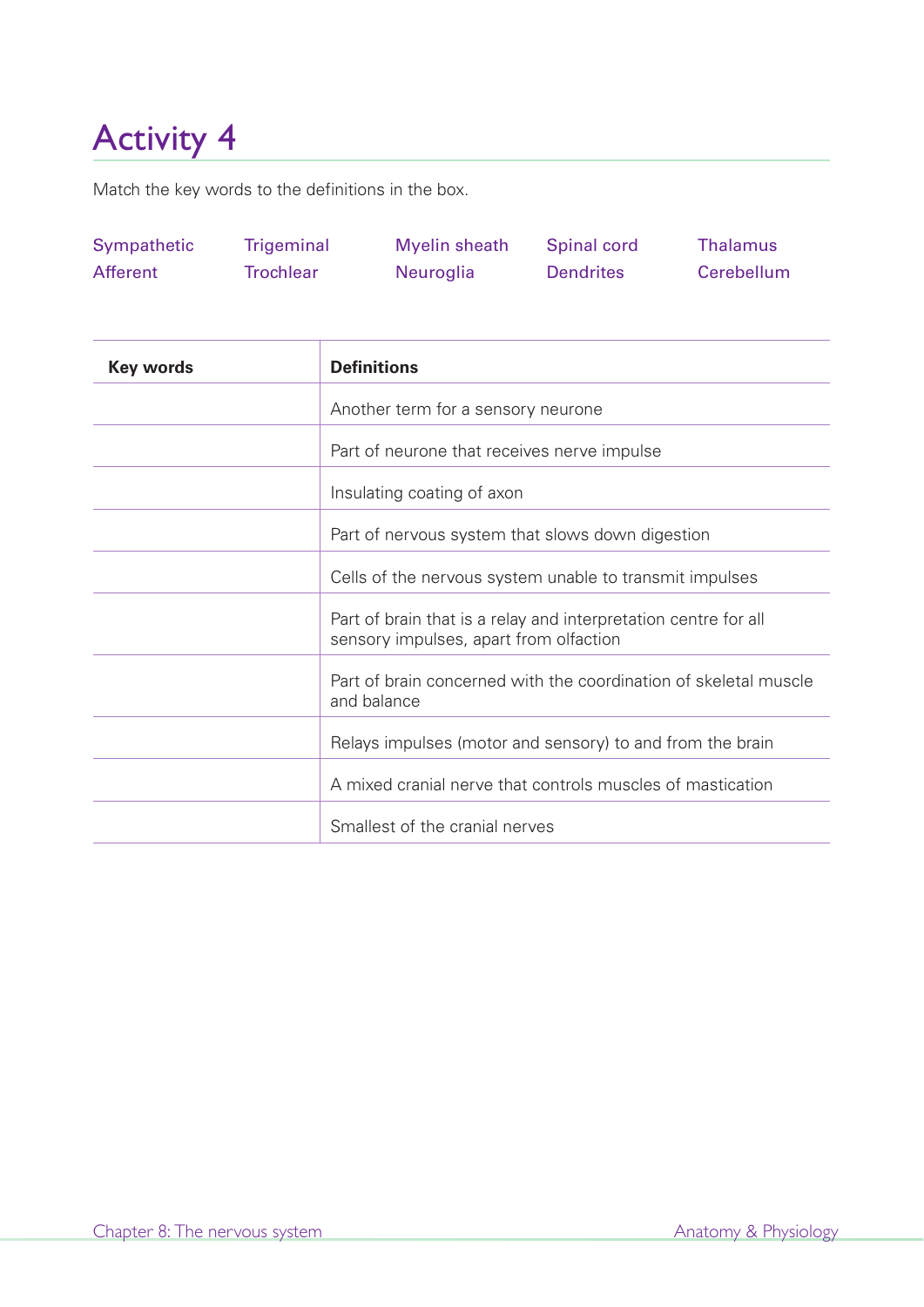# Activity 4

Match the key words to the definitions in the box.

| | | | | |
|---|---|---|---|---|
| Sympathetic | Trigeminal | Myelin sheath | Spinal cord | Thalamus |
| Afferent | Trochlear | Neuroglia | Dendrites | Cerebellum |

| Key words | Definitions |
|---|---|
| | Another term for a sensory neurone |
| | Part of neurone that receives nerve impulse |
| | Insulating coating of axon |
| | Part of nervous system that slows down digestion |
| | Cells of the nervous system unable to transmit impulses |
| | Part of brain that is a relay and interpretation centre for all sensory impulses, apart from olfaction |
| | Part of brain concerned with the coordination of skeletal muscle and balance |
| | Relays impulses (motor and sensory) to and from the brain |
| | A mixed cranial nerve that controls muscles of mastication |
| | Smallest of the cranial nerves |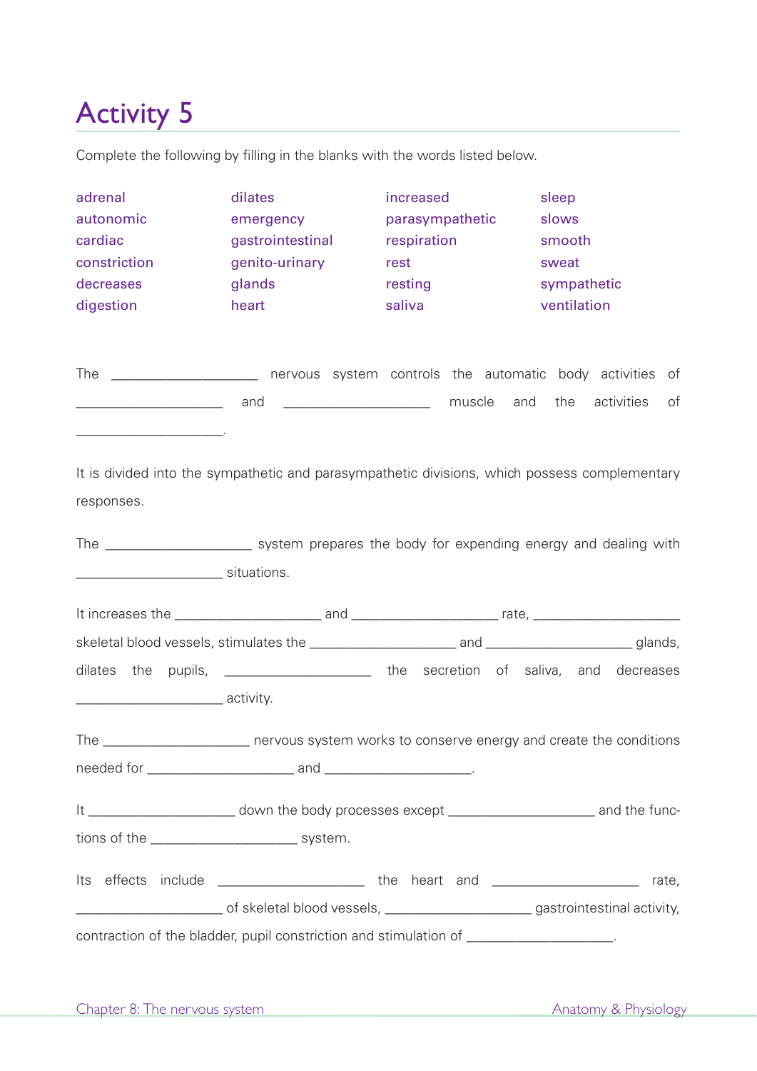# Activity 5

Complete the following by filling in the blanks with the words listed below.

| | | | |
|---|---|---|---|
| adrenal | dilates | increased | sleep |
| autonomic | emergency | parasympathetic | slows |
| cardiac | gastrointestinal | respiration | smooth |
| constriction | genito-urinary | rest | sweat |
| decreases | glands | resting | sympathetic |
| digestion | heart | saliva | ventilation |

The ____________________ nervous system controls the automatic body activities of ____________________ and ____________________ muscle and the activities of ____________________.

It is divided into the sympathetic and parasympathetic divisions, which possess complementary responses.

The ____________________ system prepares the body for expending energy and dealing with ____________________ situations.

It increases the ____________________ and ____________________ rate, ____________________ skeletal blood vessels, stimulates the ____________________ and ____________________ glands, dilates the pupils, ____________________ the secretion of saliva, and decreases ____________________ activity.

The ____________________ nervous system works to conserve energy and create the conditions needed for ____________________ and ____________________.

It ____________________ down the body processes except ____________________ and the functions of the ____________________ system.

Its effects include ____________________ the heart and ____________________ rate, ____________________ of skeletal blood vessels, ____________________ gastrointestinal activity, contraction of the bladder, pupil constriction and stimulation of ____________________.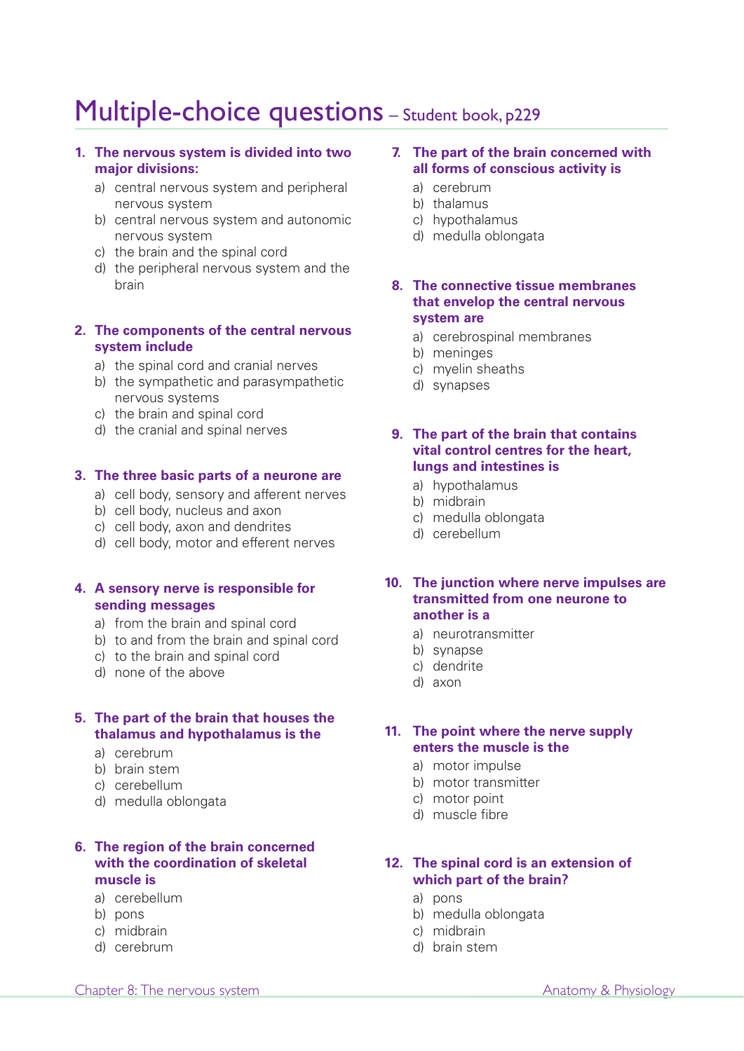# Multiple-choice questions – Student book, p229

1. **The nervous system is divided into two major divisions:**
   a) central nervous system and peripheral nervous system
   b) central nervous system and autonomic nervous system
   c) the brain and the spinal cord
   d) the peripheral nervous system and the brain

2. **The components of the central nervous system include**
   a) the spinal cord and cranial nerves
   b) the sympathetic and parasympathetic nervous systems
   c) the brain and spinal cord
   d) the cranial and spinal nerves

3. **The three basic parts of a neurone are**
   a) cell body, sensory and afferent nerves
   b) cell body, nucleus and axon
   c) cell body, axon and dendrites
   d) cell body, motor and efferent nerves

4. **A sensory nerve is responsible for sending messages**
   a) from the brain and spinal cord
   b) to and from the brain and spinal cord
   c) to the brain and spinal cord
   d) none of the above

5. **The part of the brain that houses the thalamus and hypothalamus is the**
   a) cerebrum
   b) brain stem
   c) cerebellum
   d) medulla oblongata

6. **The region of the brain concerned with the coordination of skeletal muscle is**
   a) cerebellum
   b) pons
   c) midbrain
   d) cerebrum

7. **The part of the brain concerned with all forms of conscious activity is**
   a) cerebrum
   b) thalamus
   c) hypothalamus
   d) medulla oblongata

8. **The connective tissue membranes that envelop the central nervous system are**
   a) cerebrospinal membranes
   b) meninges
   c) myelin sheaths
   d) synapses

9. **The part of the brain that contains vital control centres for the heart, lungs and intestines is**
   a) hypothalamus
   b) midbrain
   c) medulla oblongata
   d) cerebellum

10. **The junction where nerve impulses are transmitted from one neurone to another is a**
    a) neurotransmitter
    b) synapse
    c) dendrite
    d) axon

11. **The point where the nerve supply enters the muscle is the**
    a) motor impulse
    b) motor transmitter
    c) motor point
    d) muscle fibre

12. **The spinal cord is an extension of which part of the brain?**
    a) pons
    b) medulla oblongata
    c) midbrain
    d) brain stem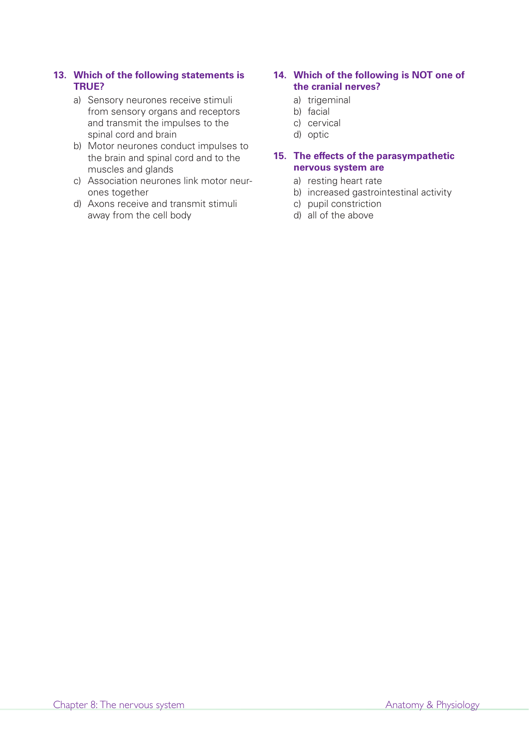**13. Which of the following statements is TRUE?**

a) Sensory neurones receive stimuli from sensory organs and receptors and transmit the impulses to the spinal cord and brain
b) Motor neurones conduct impulses to the brain and spinal cord and to the muscles and glands
c) Association neurones link motor neurones together
d) Axons receive and transmit stimuli away from the cell body

**14. Which of the following is NOT one of the cranial nerves?**

a) trigeminal
b) facial
c) cervical
d) optic

**15. The effects of the parasympathetic nervous system are**

a) resting heart rate
b) increased gastrointestinal activity
c) pupil constriction
d) all of the above